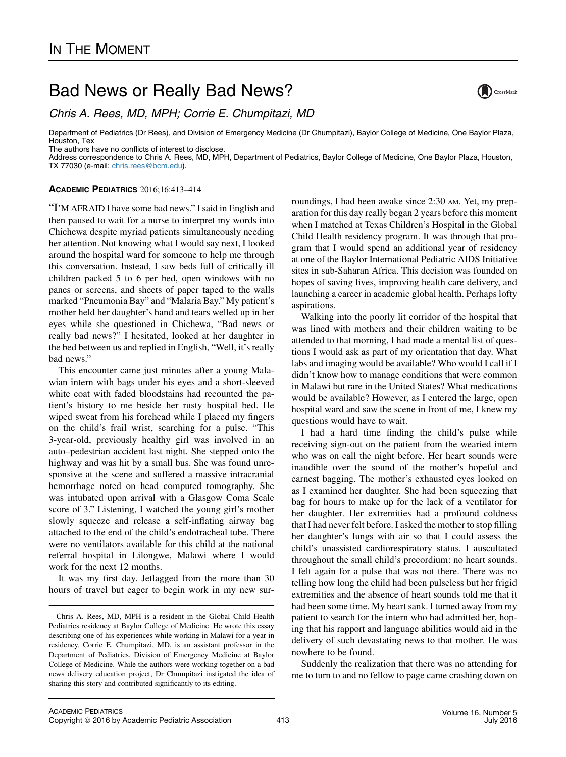# In The Moment

# Bad News or Really Bad News?

*Chris A. Rees, MD, MPH; Corrie E. Chumpitazi, MD*

Department of Pediatrics (Dr Rees), and Division of Emergency Medicine (Dr Chumpitazi), Baylor College of Medicine, One Baylor Plaza, Houston, Tex

The authors have no conflicts of interest to disclose.

Address correspondence to Chris A. Rees, MD, MPH, Department of Pediatrics, Baylor College of Medicine, One Baylor Plaza, Houston, TX 77030 (e-mail: chris.rees@bcm.edu).

**Academic Pediatrics** 2016;16:413–414

"I'M AFRAID I have some bad news." I said in English and then paused to wait for a nurse to interpret my words into Chichewa despite myriad patients simultaneously needing her attention. Not knowing what I would say next, I looked around the hospital ward for someone to help me through this conversation. Instead, I saw beds full of critically ill children packed 5 to 6 per bed, open windows with no panes or screens, and sheets of paper taped to the walls marked "Pneumonia Bay" and "Malaria Bay." My patient's mother held her daughter's hand and tears welled up in her eyes while she questioned in Chichewa, "Bad news or really bad news?" I hesitated, looked at her daughter in the bed between us and replied in English, "Well, it's really bad news."

This encounter came just minutes after a young Malawian intern with bags under his eyes and a short-sleeved white coat with faded bloodstains had recounted the patient's history to me beside her rusty hospital bed. He wiped sweat from his forehead while I placed my fingers on the child's frail wrist, searching for a pulse. "This 3-year-old, previously healthy girl was involved in an auto–pedestrian accident last night. She stepped onto the highway and was hit by a small bus. She was found unresponsive at the scene and suffered a massive intracranial hemorrhage noted on head computed tomography. She was intubated upon arrival with a Glasgow Coma Scale score of 3." Listening, I watched the young girl's mother slowly squeeze and release a self-inflating airway bag attached to the end of the child's endotracheal tube. There were no ventilators available for this child at the national referral hospital in Lilongwe, Malawi where I would work for the next 12 months.

It was my first day. Jetlagged from the more than 30 hours of travel but eager to begin work in my new surroundings, I had been awake since 2:30 AM. Yet, my preparation for this day really began 2 years before this moment when I matched at Texas Children's Hospital in the Global Child Health residency program. It was through that program that I would spend an additional year of residency at one of the Baylor International Pediatric AIDS Initiative sites in sub-Saharan Africa. This decision was founded on hopes of saving lives, improving health care delivery, and launching a career in academic global health. Perhaps lofty aspirations.

Walking into the poorly lit corridor of the hospital that was lined with mothers and their children waiting to be attended to that morning, I had made a mental list of questions I would ask as part of my orientation that day. What labs and imaging would be available? Who would I call if I didn't know how to manage conditions that were common in Malawi but rare in the United States? What medications would be available? However, as I entered the large, open hospital ward and saw the scene in front of me, I knew my questions would have to wait.

I had a hard time finding the child's pulse while receiving sign-out on the patient from the wearied intern who was on call the night before. Her heart sounds were inaudible over the sound of the mother's hopeful and earnest bagging. The mother's exhausted eyes looked on as I examined her daughter. She had been squeezing that bag for hours to make up for the lack of a ventilator for her daughter. Her extremities had a profound coldness that I had never felt before. I asked the mother to stop filling her daughter's lungs with air so that I could assess the child's unassisted cardiorespiratory status. I auscultated throughout the small child's precordium: no heart sounds. I felt again for a pulse that was not there. There was no telling how long the child had been pulseless but her frigid extremities and the absence of heart sounds told me that it had been some time. My heart sank. I turned away from my patient to search for the intern who had admitted her, hoping that his rapport and language abilities would aid in the delivery of such devastating news to that mother. He was nowhere to be found.

Suddenly the realization that there was no attending for me to turn to and no fellow to page came crashing down on

---

Chris A. Rees, MD, MPH is a resident in the Global Child Health Pediatrics residency at Baylor College of Medicine. He wrote this essay describing one of his experiences while working in Malawi for a year in residency. Corrie E. Chumpitazi, MD, is an assistant professor in the Department of Pediatrics, Division of Emergency Medicine at Baylor College of Medicine. While the authors were working together on a bad news delivery education project, Dr Chumpitazi instigated the idea of sharing this story and contributed significantly to its editing.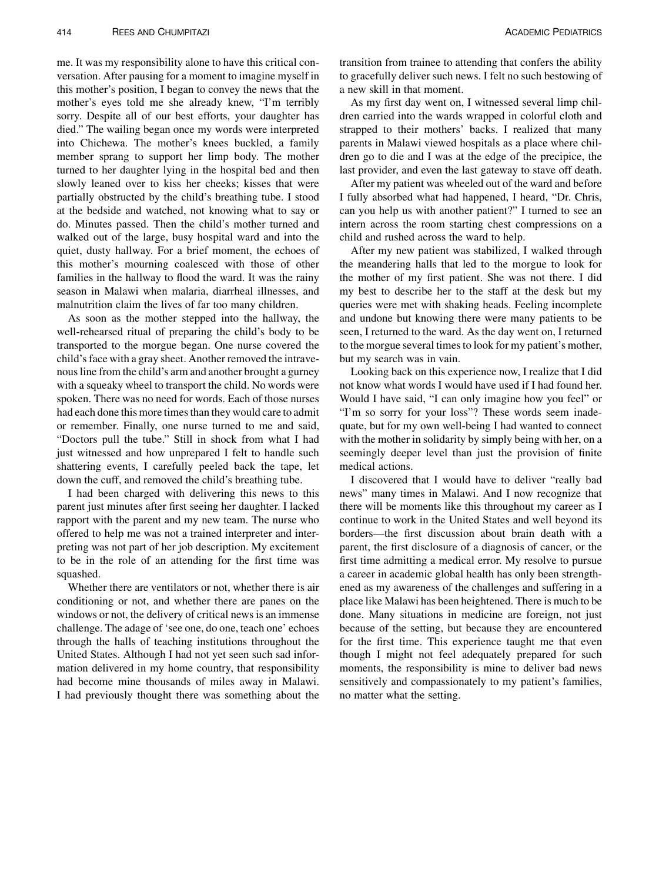me. It was my responsibility alone to have this critical conversation. After pausing for a moment to imagine myself in this mother's position, I began to convey the news that the mother's eyes told me she already knew, "I'm terribly sorry. Despite all of our best efforts, your daughter has died." The wailing began once my words were interpreted into Chichewa. The mother's knees buckled, a family member sprang to support her limp body. The mother turned to her daughter lying in the hospital bed and then slowly leaned over to kiss her cheeks; kisses that were partially obstructed by the child's breathing tube. I stood at the bedside and watched, not knowing what to say or do. Minutes passed. Then the child's mother turned and walked out of the large, busy hospital ward and into the quiet, dusty hallway. For a brief moment, the echoes of this mother's mourning coalesced with those of other families in the hallway to flood the ward. It was the rainy season in Malawi when malaria, diarrheal illnesses, and malnutrition claim the lives of far too many children.

As soon as the mother stepped into the hallway, the well-rehearsed ritual of preparing the child's body to be transported to the morgue began. One nurse covered the child's face with a gray sheet. Another removed the intravenous line from the child's arm and another brought a gurney with a squeaky wheel to transport the child. No words were spoken. There was no need for words. Each of those nurses had each done this more times than they would care to admit or remember. Finally, one nurse turned to me and said, "Doctors pull the tube." Still in shock from what I had just witnessed and how unprepared I felt to handle such shattering events, I carefully peeled back the tape, let down the cuff, and removed the child's breathing tube.

I had been charged with delivering this news to this parent just minutes after first seeing her daughter. I lacked rapport with the parent and my new team. The nurse who offered to help me was not a trained interpreter and interpreting was not part of her job description. My excitement to be in the role of an attending for the first time was squashed.

Whether there are ventilators or not, whether there is air conditioning or not, and whether there are panes on the windows or not, the delivery of critical news is an immense challenge. The adage of 'see one, do one, teach one' echoes through the halls of teaching institutions throughout the United States. Although I had not yet seen such sad information delivered in my home country, that responsibility had become mine thousands of miles away in Malawi. I had previously thought there was something about the transition from trainee to attending that confers the ability to gracefully deliver such news. I felt no such bestowing of a new skill in that moment.

As my first day went on, I witnessed several limp children carried into the wards wrapped in colorful cloth and strapped to their mothers' backs. I realized that many parents in Malawi viewed hospitals as a place where children go to die and I was at the edge of the precipice, the last provider, and even the last gateway to stave off death.

After my patient was wheeled out of the ward and before I fully absorbed what had happened, I heard, "Dr. Chris, can you help us with another patient?" I turned to see an intern across the room starting chest compressions on a child and rushed across the ward to help.

After my new patient was stabilized, I walked through the meandering halls that led to the morgue to look for the mother of my first patient. She was not there. I did my best to describe her to the staff at the desk but my queries were met with shaking heads. Feeling incomplete and undone but knowing there were many patients to be seen, I returned to the ward. As the day went on, I returned to the morgue several times to look for my patient's mother, but my search was in vain.

Looking back on this experience now, I realize that I did not know what words I would have used if I had found her. Would I have said, "I can only imagine how you feel" or "I'm so sorry for your loss"? These words seem inadequate, but for my own well-being I had wanted to connect with the mother in solidarity by simply being with her, on a seemingly deeper level than just the provision of finite medical actions.

I discovered that I would have to deliver "really bad news" many times in Malawi. And I now recognize that there will be moments like this throughout my career as I continue to work in the United States and well beyond its borders—the first discussion about brain death with a parent, the first disclosure of a diagnosis of cancer, or the first time admitting a medical error. My resolve to pursue a career in academic global health has only been strengthened as my awareness of the challenges and suffering in a place like Malawi has been heightened. There is much to be done. Many situations in medicine are foreign, not just because of the setting, but because they are encountered for the first time. This experience taught me that even though I might not feel adequately prepared for such moments, the responsibility is mine to deliver bad news sensitively and compassionately to my patient's families, no matter what the setting.